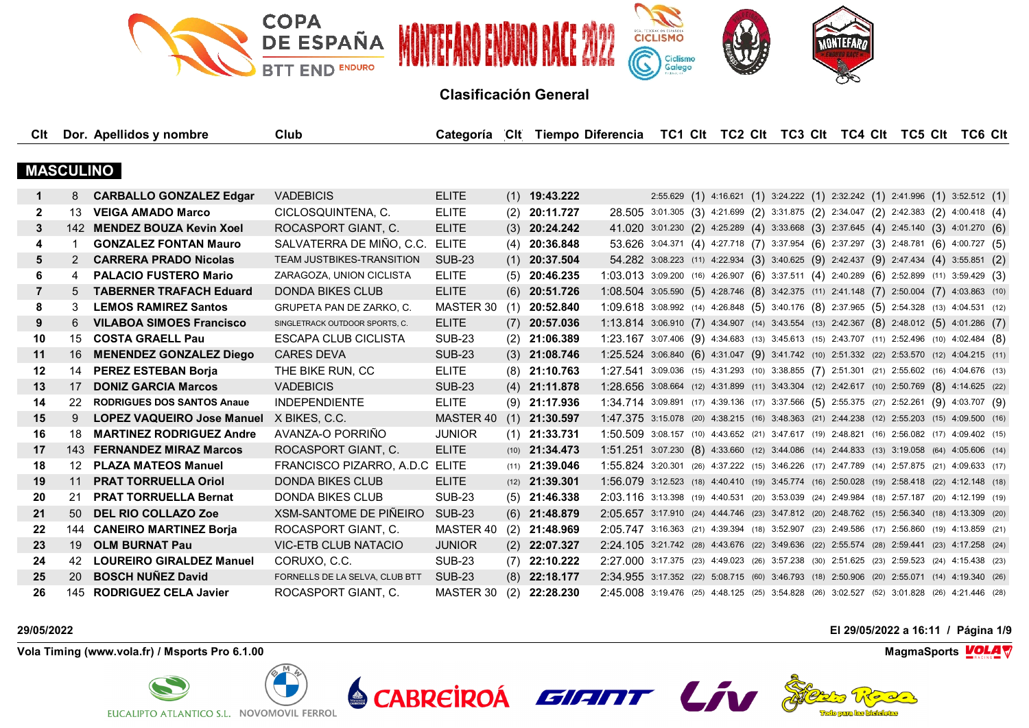# COPA DE ESPAÑA BTT END ENDURO — MONTEFARO ENDURO RACE 2022

## Clasificación General

### MASCULINO

| Clt | Dor. | Apellidos y nombre | Club | Categoría | Clt | Tiempo | Diferencia | TC1 | Clt | TC2 | Clt | TC3 | Clt | TC4 | Clt | TC5 | Clt | TC6 | Clt |
|---|---|---|---|---|---|---|---|---|---|---|---|---|---|---|---|---|---|---|---|
| 1 | 8 | **CARBALLO GONZALEZ Edgar** | VADEBICIS | ELITE | (1) | **19:43.222** | | 2:55.629 | (1) | 4:16.621 | (1) | 3:24.222 | (1) | 2:32.242 | (1) | 2:41.996 | (1) | 3:52.512 | (1) |
| 2 | 13 | **VEIGA AMADO Marco** | CICLOSQUINTENA, C. | ELITE | (2) | **20:11.727** | 28.505 | 3:01.305 | (3) | 4:21.699 | (2) | 3:31.875 | (2) | 2:34.047 | (2) | 2:42.383 | (2) | 4:00.418 | (4) |
| 3 | 142 | **MENDEZ BOUZA Kevin Xoel** | ROCASPORT GIANT, C. | ELITE | (3) | **20:24.242** | 41.020 | 3:01.230 | (2) | 4:25.289 | (4) | 3:33.668 | (3) | 2:37.645 | (4) | 2:45.140 | (3) | 4:01.270 | (6) |
| 4 | 1 | **GONZALEZ FONTAN Mauro** | SALVATERRA DE MIÑO, C.C. | ELITE | (4) | **20:36.848** | 53.626 | 3:04.371 | (4) | 4:27.718 | (7) | 3:37.954 | (6) | 2:37.297 | (3) | 2:48.781 | (6) | 4:00.727 | (5) |
| 5 | 2 | **CARRERA PRADO Nicolas** | TEAM JUSTBIKES-TRANSITION | SUB-23 | (1) | **20:37.504** | 54.282 | 3:08.223 | (11) | 4:22.934 | (3) | 3:40.625 | (9) | 2:42.437 | (9) | 2:47.434 | (4) | 3:55.851 | (2) |
| 6 | 4 | **PALACIO FUSTERO Mario** | ZARAGOZA, UNION CICLISTA | ELITE | (5) | **20:46.235** | 1:03.013 | 3:09.200 | (16) | 4:26.907 | (6) | 3:37.511 | (4) | 2:40.289 | (6) | 2:52.899 | (11) | 3:59.429 | (3) |
| 7 | 5 | **TABERNER TRAFACH Eduard** | DONDA BIKES CLUB | ELITE | (6) | **20:51.726** | 1:08.504 | 3:05.590 | (5) | 4:28.746 | (8) | 3:42.375 | (11) | 2:41.148 | (7) | 2:50.004 | (7) | 4:03.863 | (10) |
| 8 | 3 | **LEMOS RAMIREZ Santos** | GRUPETA PAN DE ZARKO, C. | MASTER 30 | (1) | **20:52.840** | 1:09.618 | 3:08.992 | (14) | 4:26.848 | (5) | 3:40.176 | (8) | 2:37.965 | (5) | 2:54.328 | (13) | 4:04.531 | (12) |
| 9 | 6 | **VILABOA SIMOES Francisco** | SINGLETRACK OUTDOOR SPORTS, C. | ELITE | (7) | **20:57.036** | 1:13.814 | 3:06.910 | (7) | 4:34.907 | (14) | 3:43.554 | (13) | 2:42.367 | (8) | 2:48.012 | (5) | 4:01.286 | (7) |
| 10 | 15 | **COSTA GRAELL Pau** | ESCAPA CLUB CICLISTA | SUB-23 | (2) | **21:06.389** | 1:23.167 | 3:07.406 | (9) | 4:34.683 | (13) | 3:45.613 | (15) | 2:43.707 | (11) | 2:52.496 | (10) | 4:02.484 | (8) |
| 11 | 16 | **MENENDEZ GONZALEZ Diego** | CARES DEVA | SUB-23 | (3) | **21:08.746** | 1:25.524 | 3:06.840 | (6) | 4:31.047 | (9) | 3:41.742 | (10) | 2:51.332 | (22) | 2:53.570 | (12) | 4:04.215 | (11) |
| 12 | 14 | **PEREZ ESTEBAN Borja** | THE BIKE RUN, CC | ELITE | (8) | **21:10.763** | 1:27.541 | 3:09.036 | (15) | 4:31.293 | (10) | 3:38.855 | (7) | 2:51.301 | (21) | 2:55.602 | (16) | 4:04.676 | (13) |
| 13 | 17 | **DONIZ GARCIA Marcos** | VADEBICIS | SUB-23 | (4) | **21:11.878** | 1:28.656 | 3:08.664 | (12) | 4:31.899 | (11) | 3:43.304 | (12) | 2:42.617 | (10) | 2:50.769 | (8) | 4:14.625 | (22) |
| 14 | 22 | **RODRIGUES DOS SANTOS Anaue** | INDEPENDIENTE | ELITE | (9) | **21:17.936** | 1:34.714 | 3:09.891 | (17) | 4:39.136 | (17) | 3:37.566 | (5) | 2:55.375 | (27) | 2:52.261 | (9) | 4:03.707 | (9) |
| 15 | 9 | **LOPEZ VAQUEIRO Jose Manuel** | X BIKES, C.C. | MASTER 40 | (1) | **21:30.597** | 1:47.375 | 3:15.078 | (20) | 4:38.215 | (16) | 3:48.363 | (21) | 2:44.238 | (12) | 2:55.203 | (15) | 4:09.500 | (16) |
| 16 | 18 | **MARTINEZ RODRIGUEZ Andre** | AVANZA-O PORRIÑO | JUNIOR | (1) | **21:33.731** | 1:50.509 | 3:08.157 | (10) | 4:43.652 | (21) | 3:47.617 | (19) | 2:48.821 | (16) | 2:56.082 | (17) | 4:09.402 | (15) |
| 17 | 143 | **FERNANDEZ MIRAZ Marcos** | ROCASPORT GIANT, C. | ELITE | (10) | **21:34.473** | 1:51.251 | 3:07.230 | (8) | 4:33.660 | (12) | 3:44.086 | (14) | 2:44.833 | (13) | 3:19.058 | (64) | 4:05.606 | (14) |
| 18 | 12 | **PLAZA MATEOS Manuel** | FRANCISCO PIZARRO, A.D.C | ELITE | (11) | **21:39.046** | 1:55.824 | 3:20.301 | (26) | 4:37.222 | (15) | 3:46.226 | (17) | 2:47.789 | (14) | 2:57.875 | (21) | 4:09.633 | (17) |
| 19 | 11 | **PRAT TORRUELLA Oriol** | DONDA BIKES CLUB | ELITE | (12) | **21:39.301** | 1:56.079 | 3:12.523 | (18) | 4:40.410 | (19) | 3:45.774 | (16) | 2:50.028 | (19) | 2:58.418 | (22) | 4:12.148 | (18) |
| 20 | 21 | **PRAT TORRUELLA Bernat** | DONDA BIKES CLUB | SUB-23 | (5) | **21:46.338** | 2:03.116 | 3:13.398 | (19) | 4:40.531 | (20) | 3:53.039 | (24) | 2:49.984 | (18) | 2:57.187 | (20) | 4:12.199 | (19) |
| 21 | 50 | **DEL RIO COLLAZO Zoe** | XSM-SANTOME DE PIÑEIRO | SUB-23 | (6) | **21:48.879** | 2:05.657 | 3:17.910 | (24) | 4:44.746 | (23) | 3:47.812 | (20) | 2:48.762 | (15) | 2:56.340 | (18) | 4:13.309 | (20) |
| 22 | 144 | **CANEIRO MARTINEZ Borja** | ROCASPORT GIANT, C. | MASTER 40 | (2) | **21:48.969** | 2:05.747 | 3:16.363 | (21) | 4:39.394 | (18) | 3:52.907 | (23) | 2:49.586 | (17) | 2:56.860 | (19) | 4:13.859 | (21) |
| 23 | 19 | **OLM BURNAT Pau** | VIC-ETB CLUB NATACIO | JUNIOR | (2) | **22:07.327** | 2:24.105 | 3:21.742 | (28) | 4:43.676 | (22) | 3:49.636 | (22) | 2:55.574 | (28) | 2:59.441 | (23) | 4:17.258 | (24) |
| 24 | 42 | **LOUREIRO GIRALDEZ Manuel** | CORUXO, C.C. | SUB-23 | (7) | **22:10.222** | 2:27.000 | 3:17.375 | (23) | 4:49.023 | (26) | 3:57.238 | (30) | 2:51.625 | (23) | 2:59.523 | (24) | 4:15.438 | (23) |
| 25 | 20 | **BOSCH NUÑEZ David** | FORNELLS DE LA SELVA, CLUB BTT | SUB-23 | (8) | **22:18.177** | 2:34.955 | 3:17.352 | (22) | 5:08.715 | (60) | 3:46.793 | (18) | 2:50.906 | (20) | 2:55.071 | (14) | 4:19.340 | (26) |
| 26 | 145 | **RODRIGUEZ CELA Javier** | ROCASPORT GIANT, C. | MASTER 30 | (2) | **22:28.230** | 2:45.008 | 3:19.476 | (25) | 4:48.125 | (25) | 3:54.828 | (26) | 3:02.527 | (52) | 3:01.828 | (26) | 4:21.446 | (28) |

29/05/2022 — El 29/05/2022 a 16:11

Vola Timing (www.vola.fr) / Msports Pro 6.1.00 — MagmaSports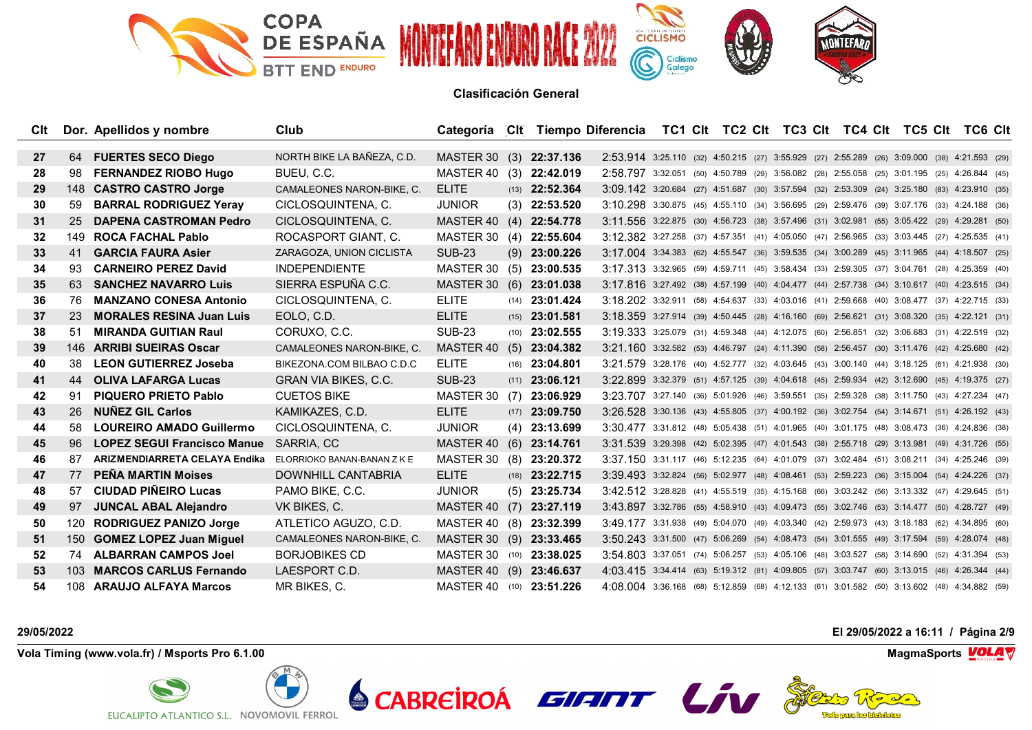COPA DE ESPAÑA BTT END ENDURO — MONTEFARO ENDURO RACE 2022

## Clasificación General

| Clt | Dor. | Apellidos y nombre | Club | Categoría | Clt | Tiempo | Diferencia | TC1 | Clt | TC2 | Clt | TC3 | Clt | TC4 | Clt | TC5 | Clt | TC6 | Clt |
|---|---|---|---|---|---|---|---|---|---|---|---|---|---|---|---|---|---|---|---|
| 27 | 64 | **FUERTES SECO Diego** | NORTH BIKE LA BAÑEZA, C.D. | MASTER 30 | (3) | **22:37.136** | 2:53.914 | 3:25.110 | (32) | 4:50.215 | (27) | 3:55.929 | (27) | 2:55.289 | (26) | 3:09.000 | (38) | 4:21.593 | (29) |
| 28 | 98 | **FERNANDEZ RIOBO Hugo** | BUEU, C.C. | MASTER 40 | (3) | **22:42.019** | 2:58.797 | 3:32.051 | (50) | 4:50.789 | (29) | 3:56.082 | (28) | 2:55.058 | (25) | 3:01.195 | (25) | 4:26.844 | (45) |
| 29 | 148 | **CASTRO CASTRO Jorge** | CAMALEONES NARON-BIKE, C. | ELITE | (13) | **22:52.364** | 3:09.142 | 3:20.684 | (27) | 4:51.687 | (30) | 3:57.594 | (32) | 2:53.309 | (24) | 3:25.180 | (83) | 4:23.910 | (35) |
| 30 | 59 | **BARRAL RODRIGUEZ Yeray** | CICLOSQUINTENA, C. | JUNIOR | (3) | **22:53.520** | 3:10.298 | 3:30.875 | (45) | 4:55.110 | (34) | 3:56.695 | (29) | 2:59.476 | (39) | 3:07.176 | (33) | 4:24.188 | (36) |
| 31 | 25 | **DAPENA CASTROMAN Pedro** | CICLOSQUINTENA, C. | MASTER 40 | (4) | **22:54.778** | 3:11.556 | 3:22.875 | (30) | 4:56.723 | (38) | 3:57.496 | (31) | 3:02.981 | (55) | 3:05.422 | (29) | 4:29.281 | (50) |
| 32 | 149 | **ROCA FACHAL Pablo** | ROCASPORT GIANT, C. | MASTER 30 | (4) | **22:55.604** | 3:12.382 | 3:27.258 | (37) | 4:57.351 | (41) | 4:05.050 | (47) | 2:56.965 | (33) | 3:03.445 | (27) | 4:25.535 | (41) |
| 33 | 41 | **GARCIA FAURA Asier** | ZARAGOZA, UNION CICLISTA | SUB-23 | (9) | **23:00.226** | 3:17.004 | 3:34.383 | (62) | 4:55.547 | (36) | 3:59.535 | (34) | 3:00.289 | (45) | 3:11.965 | (44) | 4:18.507 | (25) |
| 34 | 93 | **CARNEIRO PEREZ David** | INDEPENDIENTE | MASTER 30 | (5) | **23:00.535** | 3:17.313 | 3:32.965 | (59) | 4:59.711 | (45) | 3:58.434 | (33) | 2:59.305 | (37) | 3:04.761 | (28) | 4:25.359 | (40) |
| 35 | 63 | **SANCHEZ NAVARRO Luis** | SIERRA ESPUÑA C.C. | MASTER 30 | (6) | **23:01.038** | 3:17.816 | 3:27.492 | (38) | 4:57.199 | (40) | 4:04.477 | (44) | 2:57.738 | (34) | 3:10.617 | (40) | 4:23.515 | (34) |
| 36 | 76 | **MANZANO CONESA Antonio** | CICLOSQUINTENA, C. | ELITE | (14) | **23:01.424** | 3:18.202 | 3:32.911 | (58) | 4:54.637 | (33) | 4:03.016 | (41) | 2:59.668 | (40) | 3:08.477 | (37) | 4:22.715 | (33) |
| 37 | 23 | **MORALES RESINA Juan Luis** | EOLO, C.D. | ELITE | (15) | **23:01.581** | 3:18.359 | 3:27.914 | (39) | 4:50.445 | (28) | 4:16.160 | (69) | 2:56.621 | (31) | 3:08.320 | (35) | 4:22.121 | (31) |
| 38 | 51 | **MIRANDA GUITIAN Raul** | CORUXO, C.C. | SUB-23 | (10) | **23:02.555** | 3:19.333 | 3:25.079 | (31) | 4:59.348 | (44) | 4:12.075 | (60) | 2:56.851 | (32) | 3:06.683 | (31) | 4:22.519 | (32) |
| 39 | 146 | **ARRIBI SUEIRAS Oscar** | CAMALEONES NARON-BIKE, C. | MASTER 40 | (5) | **23:04.382** | 3:21.160 | 3:32.582 | (53) | 4:46.797 | (24) | 4:11.390 | (58) | 2:56.457 | (30) | 3:11.476 | (42) | 4:25.680 | (42) |
| 40 | 38 | **LEON GUTIERREZ Joseba** | BIKEZONA.COM BILBAO C.D.C | ELITE | (16) | **23:04.801** | 3:21.579 | 3:28.176 | (40) | 4:52.777 | (32) | 4:03.645 | (43) | 3:00.140 | (44) | 3:18.125 | (61) | 4:21.938 | (30) |
| 41 | 44 | **OLIVA LAFARGA Lucas** | GRAN VIA BIKES, C.C. | SUB-23 | (11) | **23:06.121** | 3:22.899 | 3:32.379 | (51) | 4:57.125 | (39) | 4:04.618 | (45) | 2:59.934 | (42) | 3:12.690 | (45) | 4:19.375 | (27) |
| 42 | 91 | **PIQUERO PRIETO Pablo** | CUETOS BIKE | MASTER 30 | (7) | **23:06.929** | 3:23.707 | 3:27.140 | (36) | 5:01.926 | (46) | 3:59.551 | (35) | 2:59.328 | (38) | 3:11.750 | (43) | 4:27.234 | (47) |
| 43 | 26 | **NUÑEZ GIL Carlos** | KAMIKAZES, C.D. | ELITE | (17) | **23:09.750** | 3:26.528 | 3:30.136 | (43) | 4:55.805 | (37) | 4:00.192 | (36) | 3:02.754 | (54) | 3:14.671 | (51) | 4:26.192 | (43) |
| 44 | 58 | **LOUREIRO AMADO Guillermo** | CICLOSQUINTENA, C. | JUNIOR | (4) | **23:13.699** | 3:30.477 | 3:31.812 | (48) | 5:05.438 | (51) | 4:01.965 | (40) | 3:01.175 | (48) | 3:08.473 | (36) | 4:24.836 | (38) |
| 45 | 96 | **LOPEZ SEGUI Francisco Manue** | SARRIA, CC | MASTER 40 | (6) | **23:14.761** | 3:31.539 | 3:29.398 | (42) | 5:02.395 | (47) | 4:01.543 | (38) | 2:55.718 | (29) | 3:13.981 | (49) | 4:31.726 | (55) |
| 46 | 87 | **ARIZMENDIARRETA CELAYA Endika** | ELORRIOKO BANAN-BANAN Z K E | MASTER 30 | (8) | **23:20.372** | 3:37.150 | 3:31.117 | (46) | 5:12.235 | (64) | 4:01.079 | (37) | 3:02.484 | (51) | 3:08.211 | (34) | 4:25.246 | (39) |
| 47 | 77 | **PEÑA MARTIN Moises** | DOWNHILL CANTABRIA | ELITE | (18) | **23:22.715** | 3:39.493 | 3:32.824 | (56) | 5:02.977 | (48) | 4:08.461 | (53) | 2:59.223 | (36) | 3:15.004 | (54) | 4:24.226 | (37) |
| 48 | 57 | **CIUDAD PIÑEIRO Lucas** | PAMO BIKE, C.C. | JUNIOR | (5) | **23:25.734** | 3:42.512 | 3:28.828 | (41) | 4:55.519 | (35) | 4:15.168 | (66) | 3:03.242 | (56) | 3:13.332 | (47) | 4:29.645 | (51) |
| 49 | 97 | **JUNCAL ABAL Alejandro** | VK BIKES, C. | MASTER 40 | (7) | **23:27.119** | 3:43.897 | 3:32.786 | (55) | 4:58.910 | (43) | 4:09.473 | (55) | 3:02.746 | (53) | 3:14.477 | (50) | 4:28.727 | (49) |
| 50 | 120 | **RODRIGUEZ PANIZO Jorge** | ATLETICO AGUZO, C.D. | MASTER 40 | (8) | **23:32.399** | 3:49.177 | 3:31.938 | (49) | 5:04.070 | (49) | 4:03.340 | (42) | 2:59.973 | (43) | 3:18.183 | (62) | 4:34.895 | (60) |
| 51 | 150 | **GOMEZ LOPEZ Juan Miguel** | CAMALEONES NARON-BIKE, C. | MASTER 30 | (9) | **23:33.465** | 3:50.243 | 3:31.500 | (47) | 5:06.269 | (54) | 4:08.473 | (54) | 3:01.555 | (49) | 3:17.594 | (59) | 4:28.074 | (48) |
| 52 | 74 | **ALBARRAN CAMPOS Joel** | BORJOBIKES CD | MASTER 30 | (10) | **23:38.025** | 3:54.803 | 3:37.051 | (74) | 5:06.257 | (53) | 4:05.106 | (48) | 3:03.527 | (58) | 3:14.690 | (52) | 4:31.394 | (53) |
| 53 | 103 | **MARCOS CARLUS Fernando** | LAESPORT C.D. | MASTER 40 | (9) | **23:46.637** | 4:03.415 | 3:34.414 | (63) | 5:19.312 | (81) | 4:09.805 | (57) | 3:03.747 | (60) | 3:13.015 | (46) | 4:26.344 | (44) |
| 54 | 108 | **ARAUJO ALFAYA Marcos** | MR BIKES, C. | MASTER 40 | (10) | **23:51.226** | 4:08.004 | 3:36.168 | (68) | 5:12.859 | (68) | 4:12.133 | (61) | 3:01.582 | (50) | 3:13.602 | (48) | 4:34.882 | (59) |

29/05/2022

El 29/05/2022 a 16:11 / Página 2/9

Vola Timing (www.vola.fr) / Msports Pro 6.1.00

MagmaSports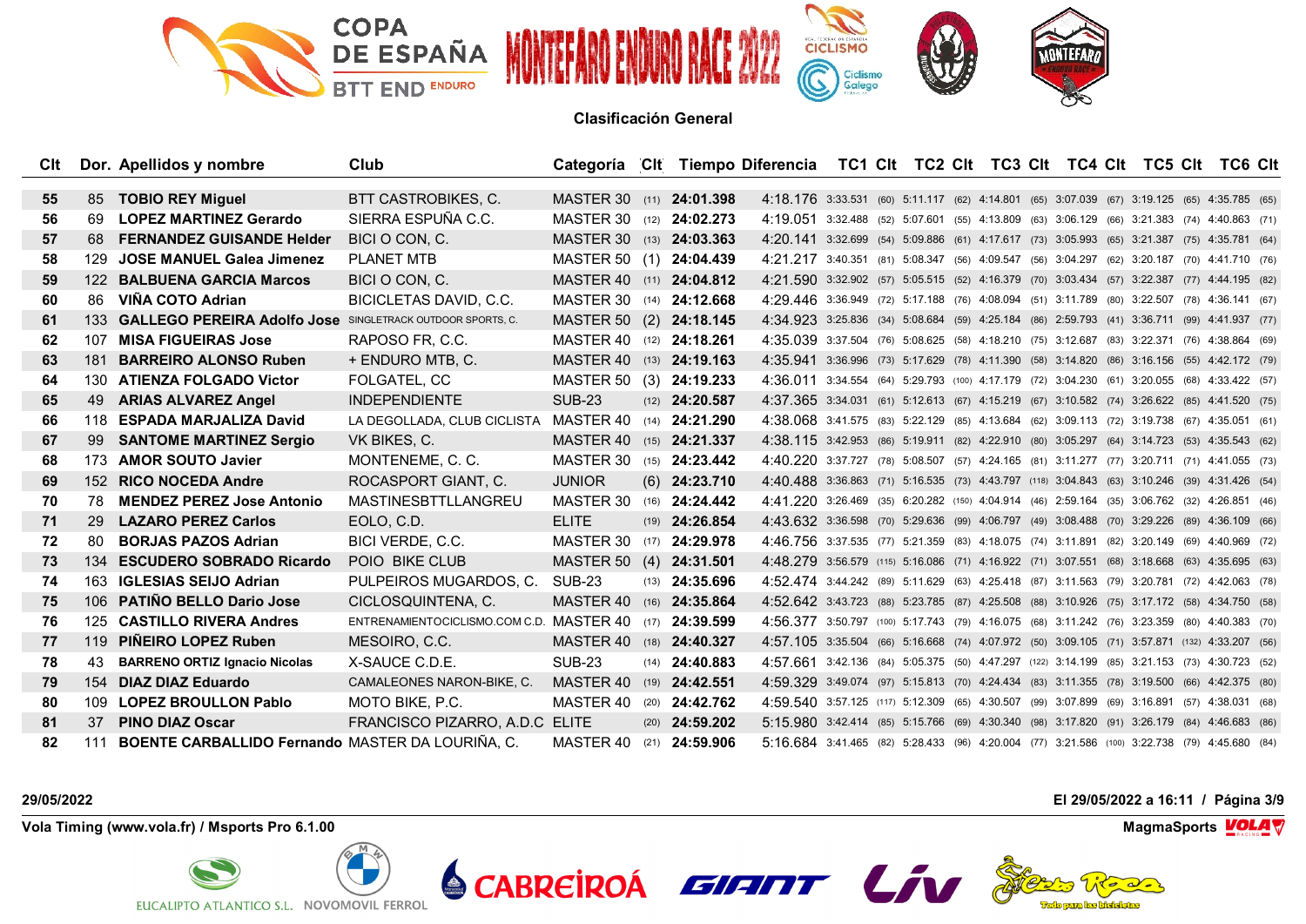## Clasificación General

| Clt | Dor. | Apellidos y nombre | Club | Categoría | Clt | Tiempo | Diferencia | TC1 | Clt | TC2 | Clt | TC3 | Clt | TC4 | Clt | TC5 | Clt | TC6 | Clt |
|---|---|---|---|---|---|---|---|---|---|---|---|---|---|---|---|---|---|---|---|
| 55 | 85 | **TOBIO REY Miguel** | BTT CASTROBIKES, C. | MASTER 30 | (11) | **24:01.398** | 4:18.176 | 3:33.531 | (60) | 5:11.117 | (62) | 4:14.801 | (65) | 3:07.039 | (67) | 3:19.125 | (65) | 4:35.785 | (65) |
| 56 | 69 | **LOPEZ MARTINEZ Gerardo** | SIERRA ESPUÑA C.C. | MASTER 30 | (12) | **24:02.273** | 4:19.051 | 3:32.488 | (52) | 5:07.601 | (55) | 4:13.809 | (63) | 3:06.129 | (66) | 3:21.383 | (74) | 4:40.863 | (71) |
| 57 | 68 | **FERNANDEZ GUISANDE Helder** | BICI O CON, C. | MASTER 30 | (13) | **24:03.363** | 4:20.141 | 3:32.699 | (54) | 5:09.886 | (61) | 4:17.617 | (73) | 3:05.993 | (65) | 3:21.387 | (75) | 4:35.781 | (64) |
| 58 | 129 | **JOSE MANUEL Galea Jimenez** | PLANET MTB | MASTER 50 | (1) | **24:04.439** | 4:21.217 | 3:40.351 | (81) | 5:08.347 | (56) | 4:09.547 | (56) | 3:04.297 | (62) | 3:20.187 | (70) | 4:41.710 | (76) |
| 59 | 122 | **BALBUENA GARCIA Marcos** | BICI O CON, C. | MASTER 40 | (11) | **24:04.812** | 4:21.590 | 3:32.902 | (57) | 5:05.515 | (52) | 4:16.379 | (70) | 3:03.434 | (57) | 3:22.387 | (77) | 4:44.195 | (82) |
| 60 | 86 | **VIÑA COTO Adrian** | BICICLETAS DAVID, C.C. | MASTER 30 | (14) | **24:12.668** | 4:29.446 | 3:36.949 | (72) | 5:17.188 | (76) | 4:08.094 | (51) | 3:11.789 | (80) | 3:22.507 | (78) | 4:36.141 | (67) |
| 61 | 133 | **GALLEGO PEREIRA Adolfo Jose** | SINGLETRACK OUTDOOR SPORTS, C. | MASTER 50 | (2) | **24:18.145** | 4:34.923 | 3:25.836 | (34) | 5:08.684 | (59) | 4:25.184 | (86) | 2:59.793 | (41) | 3:36.711 | (99) | 4:41.937 | (77) |
| 62 | 107 | **MISA FIGUEIRAS Jose** | RAPOSO FR, C.C. | MASTER 40 | (12) | **24:18.261** | 4:35.039 | 3:37.504 | (76) | 5:08.625 | (58) | 4:18.210 | (75) | 3:12.687 | (83) | 3:22.371 | (76) | 4:38.864 | (69) |
| 63 | 181 | **BARREIRO ALONSO Ruben** | + ENDURO MTB, C. | MASTER 40 | (13) | **24:19.163** | 4:35.941 | 3:36.996 | (73) | 5:17.629 | (78) | 4:11.390 | (58) | 3:14.820 | (86) | 3:16.156 | (55) | 4:42.172 | (79) |
| 64 | 130 | **ATIENZA FOLGADO Victor** | FOLGATEL, CC | MASTER 50 | (3) | **24:19.233** | 4:36.011 | 3:34.554 | (64) | 5:29.793 | (100) | 4:17.179 | (72) | 3:04.230 | (61) | 3:20.055 | (68) | 4:33.422 | (57) |
| 65 | 49 | **ARIAS ALVAREZ Angel** | INDEPENDIENTE | SUB-23 | (12) | **24:20.587** | 4:37.365 | 3:34.031 | (61) | 5:12.613 | (67) | 4:15.219 | (67) | 3:10.582 | (74) | 3:26.622 | (85) | 4:41.520 | (75) |
| 66 | 118 | **ESPADA MARJALIZA David** | LA DEGOLLADA, CLUB CICLISTA | MASTER 40 | (14) | **24:21.290** | 4:38.068 | 3:41.575 | (83) | 5:22.129 | (85) | 4:13.684 | (62) | 3:09.113 | (72) | 3:19.738 | (67) | 4:35.051 | (61) |
| 67 | 99 | **SANTOME MARTINEZ Sergio** | VK BIKES, C. | MASTER 40 | (15) | **24:21.337** | 4:38.115 | 3:42.953 | (86) | 5:19.911 | (82) | 4:22.910 | (80) | 3:05.297 | (64) | 3:14.723 | (53) | 4:35.543 | (62) |
| 68 | 173 | **AMOR SOUTO Javier** | MONTENEME, C. C. | MASTER 30 | (15) | **24:23.442** | 4:40.220 | 3:37.727 | (78) | 5:08.507 | (57) | 4:24.165 | (81) | 3:11.277 | (77) | 3:20.711 | (71) | 4:41.055 | (73) |
| 69 | 152 | **RICO NOCEDA Andre** | ROCASPORT GIANT, C. | JUNIOR | (6) | **24:23.710** | 4:40.488 | 3:36.863 | (71) | 5:16.535 | (73) | 4:43.797 | (118) | 3:04.843 | (63) | 3:10.246 | (39) | 4:31.426 | (54) |
| 70 | 78 | **MENDEZ PEREZ Jose Antonio** | MASTINESBTTLLANGREU | MASTER 30 | (16) | **24:24.442** | 4:41.220 | 3:26.469 | (35) | 6:20.282 | (150) | 4:04.914 | (46) | 2:59.164 | (35) | 3:06.762 | (32) | 4:26.851 | (46) |
| 71 | 29 | **LAZARO PEREZ Carlos** | EOLO, C.D. | ELITE | (19) | **24:26.854** | 4:43.632 | 3:36.598 | (70) | 5:29.636 | (99) | 4:06.797 | (49) | 3:08.488 | (70) | 3:29.226 | (89) | 4:36.109 | (66) |
| 72 | 80 | **BORJAS PAZOS Adrian** | BICI VERDE, C.C. | MASTER 30 | (17) | **24:29.978** | 4:46.756 | 3:37.535 | (77) | 5:21.359 | (83) | 4:18.075 | (74) | 3:11.891 | (82) | 3:20.149 | (69) | 4:40.969 | (72) |
| 73 | 134 | **ESCUDERO SOBRADO Ricardo** | POIO BIKE CLUB | MASTER 50 | (4) | **24:31.501** | 4:48.279 | 3:56.579 | (115) | 5:16.086 | (71) | 4:16.922 | (71) | 3:07.551 | (68) | 3:18.668 | (63) | 4:35.695 | (63) |
| 74 | 163 | **IGLESIAS SEIJO Adrian** | PULPEIROS MUGARDOS, C. | SUB-23 | (13) | **24:35.696** | 4:52.474 | 3:44.242 | (89) | 5:11.629 | (63) | 4:25.418 | (87) | 3:11.563 | (79) | 3:20.781 | (72) | 4:42.063 | (78) |
| 75 | 106 | **PATIÑO BELLO Dario Jose** | CICLOSQUINTENA, C. | MASTER 40 | (16) | **24:35.864** | 4:52.642 | 3:43.723 | (88) | 5:23.785 | (87) | 4:25.508 | (88) | 3:10.926 | (75) | 3:17.172 | (58) | 4:34.750 | (58) |
| 76 | 125 | **CASTILLO RIVERA Andres** | ENTRENAMIENTOCICLISMO.COM C.D. | MASTER 40 | (17) | **24:39.599** | 4:56.377 | 3:50.797 | (100) | 5:17.743 | (79) | 4:16.075 | (68) | 3:11.242 | (76) | 3:23.359 | (80) | 4:40.383 | (70) |
| 77 | 119 | **PIÑEIRO LOPEZ Ruben** | MESOIRO, C.C. | MASTER 40 | (18) | **24:40.327** | 4:57.105 | 3:35.504 | (66) | 5:16.668 | (74) | 4:07.972 | (50) | 3:09.105 | (71) | 3:57.871 | (132) | 4:33.207 | (56) |
| 78 | 43 | **BARRENO ORTIZ Ignacio Nicolas** | X-SAUCE C.D.E. | SUB-23 | (14) | **24:40.883** | 4:57.661 | 3:42.136 | (84) | 5:05.375 | (50) | 4:47.297 | (122) | 3:14.199 | (85) | 3:21.153 | (73) | 4:30.723 | (52) |
| 79 | 154 | **DIAZ DIAZ Eduardo** | CAMALEONES NARON-BIKE, C. | MASTER 40 | (19) | **24:42.551** | 4:59.329 | 3:49.074 | (97) | 5:15.813 | (70) | 4:24.434 | (83) | 3:11.355 | (78) | 3:19.500 | (66) | 4:42.375 | (80) |
| 80 | 109 | **LOPEZ BROULLON Pablo** | MOTO BIKE, P.C. | MASTER 40 | (20) | **24:42.762** | 4:59.540 | 3:57.125 | (117) | 5:12.309 | (65) | 4:30.507 | (99) | 3:07.899 | (69) | 3:16.891 | (57) | 4:38.031 | (68) |
| 81 | 37 | **PINO DIAZ Oscar** | FRANCISCO PIZARRO, A.D.C | ELITE | (20) | **24:59.202** | 5:15.980 | 3:42.414 | (85) | 5:15.766 | (69) | 4:30.340 | (98) | 3:17.820 | (91) | 3:26.179 | (84) | 4:46.683 | (86) |
| 82 | 111 | **BOENTE CARBALLIDO Fernando** | MASTER DA LOURIÑA, C. | MASTER 40 | (21) | **24:59.906** | 5:16.684 | 3:41.465 | (82) | 5:28.433 | (96) | 4:20.004 | (77) | 3:21.586 | (100) | 3:22.738 | (79) | 4:45.680 | (84) |

29/05/2022

El 29/05/2022 a 16:11

Vola Timing (www.vola.fr) / Msports Pro 6.1.00

MagmaSports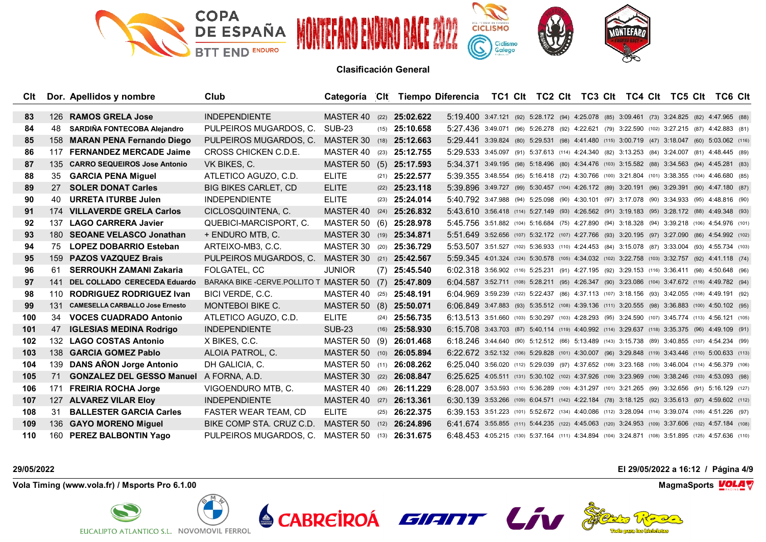## Clasificación General

| Clt | Dor. | Apellidos y nombre | Club | Categoría | Clt | Tiempo | Diferencia | TC1 | Clt | TC2 | Clt | TC3 | Clt | TC4 | Clt | TC5 | Clt | TC6 | Clt |
|---|---|---|---|---|---|---|---|---|---|---|---|---|---|---|---|---|---|---|---|
| 83 | 126 | **RAMOS GRELA Jose** | INDEPENDIENTE | MASTER 40 | (22) | **25:02.622** | 5:19.400 | 3:47.121 | (92) | 5:28.172 | (94) | 4:25.078 | (85) | 3:09.461 | (73) | 3:24.825 | (82) | 4:47.965 | (88) |
| 84 | 48 | **SARDIÑA FONTECOBA Alejandro** | PULPEIROS MUGARDOS, C. | SUB-23 | (15) | **25:10.658** | 5:27.436 | 3:49.071 | (96) | 5:26.278 | (92) | 4:22.621 | (79) | 3:22.590 | (102) | 3:27.215 | (87) | 4:42.883 | (81) |
| 85 | 158 | **MARAN PENA Fernando Diego** | PULPEIROS MUGARDOS, C. | MASTER 30 | (18) | **25:12.663** | 5:29.441 | 3:39.824 | (80) | 5:29.531 | (98) | 4:41.480 | (115) | 3:00.719 | (47) | 3:18.047 | (60) | 5:03.062 | (116) |
| 86 | 117 | **FERNANDEZ MERCADE Jaime** | CROSS CHICKEN C.D.E. | MASTER 40 | (23) | **25:12.755** | 5:29.533 | 3:45.097 | (91) | 5:37.613 | (114) | 4:24.340 | (82) | 3:13.253 | (84) | 3:24.007 | (81) | 4:48.445 | (89) |
| 87 | 135 | **CARRO SEQUEIROS Jose Antonio** | VK BIKES, C. | MASTER 50 | (5) | **25:17.593** | 5:34.371 | 3:49.195 | (98) | 5:18.496 | (80) | 4:34.476 | (103) | 3:15.582 | (88) | 3:34.563 | (94) | 4:45.281 | (83) |
| 88 | 35 | **GARCIA PENA Miguel** | ATLETICO AGUZO, C.D. | ELITE | (21) | **25:22.577** | 5:39.355 | 3:48.554 | (95) | 5:16.418 | (72) | 4:30.766 | (100) | 3:21.804 | (101) | 3:38.355 | (104) | 4:46.680 | (85) |
| 89 | 27 | **SOLER DONAT Carles** | BIG BIKES CARLET, CD | ELITE | (22) | **25:23.118** | 5:39.896 | 3:49.727 | (99) | 5:30.457 | (104) | 4:26.172 | (89) | 3:20.191 | (96) | 3:29.391 | (90) | 4:47.180 | (87) |
| 90 | 40 | **URRETA ITURBE Julen** | INDEPENDIENTE | ELITE | (23) | **25:24.014** | 5:40.792 | 3:47.988 | (94) | 5:25.098 | (90) | 4:30.101 | (97) | 3:17.078 | (90) | 3:34.933 | (95) | 4:48.816 | (90) |
| 91 | 174 | **VILLAVERDE GRELA Carlos** | CICLOSQUINTENA, C. | MASTER 40 | (24) | **25:26.832** | 5:43.610 | 3:56.418 | (114) | 5:27.149 | (93) | 4:26.562 | (91) | 3:19.183 | (95) | 3:28.172 | (88) | 4:49.348 | (93) |
| 92 | 137 | **LAGO CARRERA Javier** | QUEBICI-MARCISPORT, C. | MASTER 50 | (6) | **25:28.978** | 5:45.756 | 3:51.882 | (104) | 5:16.684 | (75) | 4:27.890 | (94) | 3:18.328 | (94) | 3:39.218 | (106) | 4:54.976 | (101) |
| 93 | 180 | **SEOANE VELASCO Jonathan** | + ENDURO MTB, C. | MASTER 30 | (19) | **25:34.871** | 5:51.649 | 3:52.656 | (107) | 5:32.172 | (107) | 4:27.766 | (93) | 3:20.195 | (97) | 3:27.090 | (86) | 4:54.992 | (102) |
| 94 | 75 | **LOPEZ DOBARRIO Esteban** | ARTEIXO-MB3, C.C. | MASTER 30 | (20) | **25:36.729** | 5:53.507 | 3:51.527 | (102) | 5:36.933 | (110) | 4:24.453 | (84) | 3:15.078 | (87) | 3:33.004 | (93) | 4:55.734 | (103) |
| 95 | 159 | **PAZOS VAZQUEZ Brais** | PULPEIROS MUGARDOS, C. | MASTER 30 | (21) | **25:42.567** | 5:59.345 | 4:01.324 | (124) | 5:30.578 | (105) | 4:34.032 | (102) | 3:22.758 | (103) | 3:32.757 | (92) | 4:41.118 | (74) |
| 96 | 61 | **SERROUKH ZAMANI Zakaria** | FOLGATEL, CC | JUNIOR | (7) | **25:45.540** | 6:02.318 | 3:56.902 | (116) | 5:25.231 | (91) | 4:27.195 | (92) | 3:29.153 | (116) | 3:36.411 | (98) | 4:50.648 | (96) |
| 97 | 141 | **DEL COLLADO CERECEDA Eduardo** | BARAKA BIKE -CERVE.POLLITO T | MASTER 50 | (7) | **25:47.809** | 6:04.587 | 3:52.711 | (108) | 5:28.211 | (95) | 4:26.347 | (90) | 3:23.086 | (104) | 3:47.672 | (116) | 4:49.782 | (94) |
| 98 | 110 | **RODRIGUEZ RODRIGUEZ Ivan** | BICI VERDE, C.C. | MASTER 40 | (25) | **25:48.191** | 6:04.969 | 3:59.239 | (122) | 5:22.437 | (86) | 4:37.113 | (107) | 3:18.156 | (93) | 3:42.055 | (108) | 4:49.191 | (92) |
| 99 | 131 | **CAMESELLA CARBALLO Jose Ernesto** | MONTEBOI BIKE C. | MASTER 50 | (8) | **25:50.071** | 6:06.849 | 3:47.883 | (93) | 5:35.512 | (108) | 4:39.136 | (111) | 3:20.555 | (98) | 3:36.883 | (100) | 4:50.102 | (95) |
| 100 | 34 | **VOCES CUADRADO Antonio** | ATLETICO AGUZO, C.D. | ELITE | (24) | **25:56.735** | 6:13.513 | 3:51.660 | (103) | 5:30.297 | (103) | 4:28.293 | (95) | 3:24.590 | (107) | 3:45.774 | (113) | 4:56.121 | (105) |
| 101 | 47 | **IGLESIAS MEDINA Rodrigo** | INDEPENDIENTE | SUB-23 | (16) | **25:58.930** | 6:15.708 | 3:43.703 | (87) | 5:40.114 | (119) | 4:40.992 | (114) | 3:29.637 | (118) | 3:35.375 | (96) | 4:49.109 | (91) |
| 102 | 132 | **LAGO COSTAS Antonio** | X BIKES, C.C. | MASTER 50 | (9) | **26:01.468** | 6:18.246 | 3:44.640 | (90) | 5:12.512 | (66) | 5:13.489 | (143) | 3:15.738 | (89) | 3:40.855 | (107) | 4:54.234 | (99) |
| 103 | 138 | **GARCIA GOMEZ Pablo** | ALOIA PATROL, C. | MASTER 50 | (10) | **26:05.894** | 6:22.672 | 3:52.132 | (106) | 5:29.828 | (101) | 4:30.007 | (96) | 3:29.848 | (119) | 3:43.446 | (110) | 5:00.633 | (113) |
| 104 | 139 | **DANS AÑON Jorge Antonio** | DH GALICIA, C. | MASTER 50 | (11) | **26:08.262** | 6:25.040 | 3:56.020 | (112) | 5:29.039 | (97) | 4:37.652 | (108) | 3:23.168 | (105) | 3:46.004 | (114) | 4:56.379 | (106) |
| 105 | 71 | **GONZALEZ DEL GESSO Manuel** | A FORNA, A.D. | MASTER 30 | (22) | **26:08.847** | 6:25.625 | 4:05.511 | (131) | 5:30.102 | (102) | 4:37.926 | (109) | 3:23.969 | (106) | 3:38.246 | (103) | 4:53.093 | (98) |
| 106 | 171 | **FREIRIA ROCHA Jorge** | VIGOENDURO MTB, C. | MASTER 40 | (26) | **26:11.229** | 6:28.007 | 3:53.593 | (110) | 5:36.289 | (109) | 4:31.297 | (101) | 3:21.265 | (99) | 3:32.656 | (91) | 5:16.129 | (127) |
| 107 | 127 | **ALVAREZ VILAR Eloy** | INDEPENDIENTE | MASTER 40 | (27) | **26:13.361** | 6:30.139 | 3:53.266 | (109) | 6:04.571 | (142) | 4:22.184 | (78) | 3:18.125 | (92) | 3:35.613 | (97) | 4:59.602 | (112) |
| 108 | 31 | **BALLESTER GARCIA Carles** | FASTER WEAR TEAM, CD | ELITE | (25) | **26:22.375** | 6:39.153 | 3:51.223 | (101) | 5:52.672 | (134) | 4:40.086 | (112) | 3:28.094 | (114) | 3:39.074 | (105) | 4:51.226 | (97) |
| 109 | 136 | **GAYO MORENO Miguel** | BIKE COMP STA. CRUZ C.D. | MASTER 50 | (12) | **26:24.896** | 6:41.674 | 3:55.855 | (111) | 5:44.235 | (122) | 4:45.063 | (120) | 3:24.953 | (109) | 3:37.606 | (102) | 4:57.184 | (108) |
| 110 | 160 | **PEREZ BALBONTIN Yago** | PULPEIROS MUGARDOS, C. | MASTER 50 | (13) | **26:31.675** | 6:48.453 | 4:05.215 | (130) | 5:37.164 | (111) | 4:34.894 | (104) | 3:24.871 | (108) | 3:51.895 | (125) | 4:57.636 | (110) |

**29/05/2022** — **El 29/05/2022 a 16:12**

**Vola Timing (www.vola.fr) / Msports Pro 6.1.00** — **MagmaSports**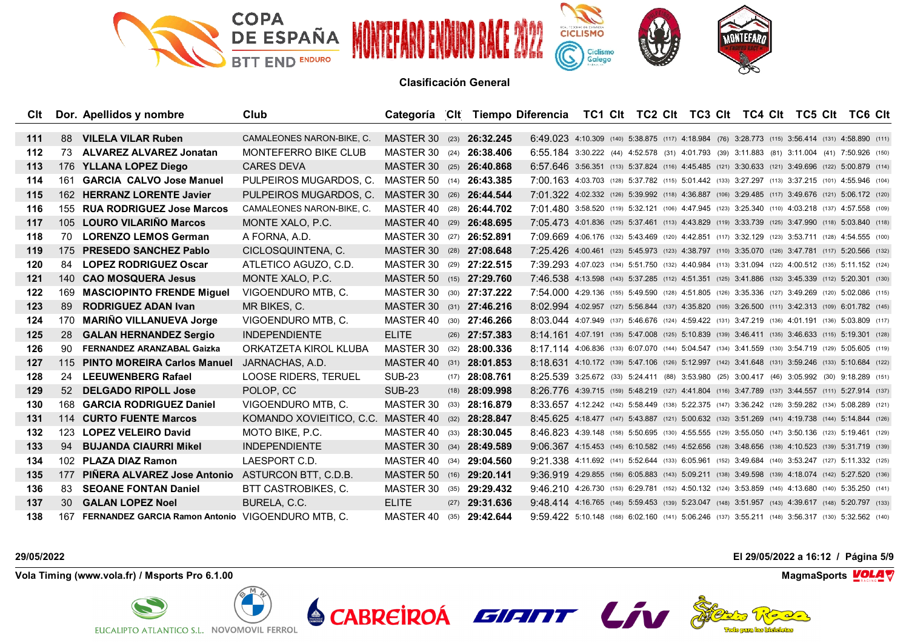## Clasificación General

| Clt | Dor. | Apellidos y nombre | Club | Categoría | Clt | Tiempo | Diferencia | TC1 | Clt | TC2 | Clt | TC3 | Clt | TC4 | Clt | TC5 | Clt | TC6 | Clt |
|---|---|---|---|---|---|---|---|---|---|---|---|---|---|---|---|---|---|---|---|
| 111 | 88 | **VILELA VILAR Ruben** | CAMALEONES NARON-BIKE, C. | MASTER 30 | (23) | **26:32.245** | 6:49.023 | 4:10.309 | (140) | 5:38.875 | (117) | 4:18.984 | (76) | 3:28.773 | (115) | 3:56.414 | (131) | 4:58.890 | (111) |
| 112 | 73 | **ALVAREZ ALVAREZ Jonatan** | MONTEFERRO BIKE CLUB | MASTER 30 | (24) | **26:38.406** | 6:55.184 | 3:30.222 | (44) | 4:52.578 | (31) | 4:01.793 | (39) | 3:11.883 | (81) | 3:11.004 | (41) | 7:50.926 | (150) |
| 113 | 176 | **YLLANA LOPEZ Diego** | CARES DEVA | MASTER 30 | (25) | **26:40.868** | 6:57.646 | 3:56.351 | (113) | 5:37.824 | (116) | 4:45.485 | (121) | 3:30.633 | (121) | 3:49.696 | (122) | 5:00.879 | (114) |
| 114 | 161 | **GARCIA CALVO Jose Manuel** | PULPEIROS MUGARDOS, C. | MASTER 50 | (14) | **26:43.385** | 7:00.163 | 4:03.703 | (128) | 5:37.782 | (115) | 5:01.442 | (133) | 3:27.297 | (113) | 3:37.215 | (101) | 4:55.946 | (104) |
| 115 | 162 | **HERRANZ LORENTE Javier** | PULPEIROS MUGARDOS, C. | MASTER 30 | (26) | **26:44.544** | 7:01.322 | 4:02.332 | (126) | 5:39.992 | (118) | 4:36.887 | (106) | 3:29.485 | (117) | 3:49.676 | (121) | 5:06.172 | (120) |
| 116 | 155 | **RUA RODRIGUEZ Jose Marcos** | CAMALEONES NARON-BIKE, C. | MASTER 40 | (28) | **26:44.702** | 7:01.480 | 3:58.520 | (119) | 5:32.121 | (106) | 4:47.945 | (123) | 3:25.340 | (110) | 4:03.218 | (137) | 4:57.558 | (109) |
| 117 | 105 | **LOURO VILARIÑO Marcos** | MONTE XALO, P.C. | MASTER 40 | (29) | **26:48.695** | 7:05.473 | 4:01.836 | (125) | 5:37.461 | (113) | 4:43.829 | (119) | 3:33.739 | (125) | 3:47.990 | (118) | 5:03.840 | (118) |
| 118 | 70 | **LORENZO LEMOS German** | A FORNA, A.D. | MASTER 30 | (27) | **26:52.891** | 7:09.669 | 4:06.176 | (132) | 5:43.469 | (120) | 4:42.851 | (117) | 3:32.129 | (123) | 3:53.711 | (128) | 4:54.555 | (100) |
| 119 | 175 | **PRESEDO SANCHEZ Pablo** | CICLOSQUINTENA, C. | MASTER 30 | (28) | **27:08.648** | 7:25.426 | 4:00.461 | (123) | 5:45.973 | (123) | 4:38.797 | (110) | 3:35.070 | (126) | 3:47.781 | (117) | 5:20.566 | (132) |
| 120 | 84 | **LOPEZ RODRIGUEZ Oscar** | ATLETICO AGUZO, C.D. | MASTER 30 | (29) | **27:22.515** | 7:39.293 | 4:07.023 | (134) | 5:51.750 | (132) | 4:40.984 | (113) | 3:31.094 | (122) | 4:00.512 | (135) | 5:11.152 | (124) |
| 121 | 140 | **CAO MOSQUERA Jesus** | MONTE XALO, P.C. | MASTER 50 | (15) | **27:29.760** | 7:46.538 | 4:13.598 | (143) | 5:37.285 | (112) | 4:51.351 | (125) | 3:41.886 | (132) | 3:45.339 | (112) | 5:20.301 | (130) |
| 122 | 169 | **MASCIOPINTO FRENDE Miguel** | VIGOENDURO MTB, C. | MASTER 30 | (30) | **27:37.222** | 7:54.000 | 4:29.136 | (155) | 5:49.590 | (128) | 4:51.805 | (126) | 3:35.336 | (127) | 3:49.269 | (120) | 5:02.086 | (115) |
| 123 | 89 | **RODRIGUEZ ADAN Ivan** | MR BIKES, C. | MASTER 30 | (31) | **27:46.216** | 8:02.994 | 4:02.957 | (127) | 5:56.844 | (137) | 4:35.820 | (105) | 3:26.500 | (111) | 3:42.313 | (109) | 6:01.782 | (145) |
| 124 | 170 | **MARIÑO VILLANUEVA Jorge** | VIGOENDURO MTB, C. | MASTER 40 | (30) | **27:46.266** | 8:03.044 | 4:07.949 | (137) | 5:46.676 | (124) | 4:59.422 | (131) | 3:47.219 | (136) | 4:01.191 | (136) | 5:03.809 | (117) |
| 125 | 28 | **GALAN HERNANDEZ Sergio** | INDEPENDIENTE | ELITE | (26) | **27:57.383** | 8:14.161 | 4:07.191 | (135) | 5:47.008 | (125) | 5:10.839 | (139) | 3:46.411 | (135) | 3:46.633 | (115) | 5:19.301 | (128) |
| 126 | 90 | **FERNANDEZ ARANZABAL Gaizka** | ORKATZETA KIROL KLUBA | MASTER 30 | (32) | **28:00.336** | 8:17.114 | 4:06.836 | (133) | 6:07.070 | (144) | 5:04.547 | (134) | 3:41.559 | (130) | 3:54.719 | (129) | 5:05.605 | (119) |
| 127 | 115 | **PINTO MOREIRA Carlos Manuel** | JARNACHAS, A.D. | MASTER 40 | (31) | **28:01.853** | 8:18.631 | 4:10.172 | (139) | 5:47.106 | (126) | 5:12.997 | (142) | 3:41.648 | (131) | 3:59.246 | (133) | 5:10.684 | (122) |
| 128 | 24 | **LEEUWENBERG Rafael** | LOOSE RIDERS, TERUEL | SUB-23 | (17) | **28:08.761** | 8:25.539 | 3:25.672 | (33) | 5:24.411 | (88) | 3:53.980 | (25) | 3:00.417 | (46) | 3:05.992 | (30) | 9:18.289 | (151) |
| 129 | 52 | **DELGADO RIPOLL Jose** | POLOP, CC | SUB-23 | (18) | **28:09.998** | 8:26.776 | 4:39.715 | (159) | 5:48.219 | (127) | 4:41.804 | (116) | 3:47.789 | (137) | 3:44.557 | (111) | 5:27.914 | (137) |
| 130 | 168 | **GARCIA RODRIGUEZ Daniel** | VIGOENDURO MTB, C. | MASTER 30 | (33) | **28:16.879** | 8:33.657 | 4:12.242 | (142) | 5:58.449 | (138) | 5:22.375 | (147) | 3:36.242 | (128) | 3:59.282 | (134) | 5:08.289 | (121) |
| 131 | 114 | **CURTO FUENTE Marcos** | KOMANDO XOVIEITICO, C.C. | MASTER 40 | (32) | **28:28.847** | 8:45.625 | 4:18.477 | (147) | 5:43.887 | (121) | 5:00.632 | (132) | 3:51.269 | (141) | 4:19.738 | (144) | 5:14.844 | (126) |
| 132 | 123 | **LOPEZ VELEIRO David** | MOTO BIKE, P.C. | MASTER 40 | (33) | **28:30.045** | 8:46.823 | 4:39.148 | (158) | 5:50.695 | (130) | 4:55.555 | (129) | 3:55.050 | (147) | 3:50.136 | (123) | 5:19.461 | (129) |
| 133 | 94 | **BUJANDA CIAURRI Mikel** | INDEPENDIENTE | MASTER 30 | (34) | **28:49.589** | 9:06.367 | 4:15.453 | (145) | 6:10.582 | (145) | 4:52.656 | (128) | 3:48.656 | (138) | 4:10.523 | (139) | 5:31.719 | (139) |
| 134 | 102 | **PLAZA DIAZ Ramon** | LAESPORT C.D. | MASTER 40 | (34) | **29:04.560** | 9:21.338 | 4:11.692 | (141) | 5:52.644 | (133) | 6:05.961 | (152) | 3:49.684 | (140) | 3:53.247 | (127) | 5:11.332 | (125) |
| 135 | 177 | **PIÑERA ALVAREZ Jose Antonio** | ASTURCON BTT, C.D.B. | MASTER 50 | (16) | **29:20.141** | 9:36.919 | 4:29.855 | (156) | 6:05.883 | (143) | 5:09.211 | (138) | 3:49.598 | (139) | 4:18.074 | (143) | 5:27.520 | (136) |
| 136 | 83 | **SEOANE FONTAN Daniel** | BTT CASTROBIKES, C. | MASTER 30 | (35) | **29:29.432** | 9:46.210 | 4:26.730 | (153) | 6:29.781 | (152) | 4:50.132 | (124) | 3:53.859 | (145) | 4:13.680 | (140) | 5:35.250 | (141) |
| 137 | 30 | **GALAN LOPEZ Noel** | BURELA, C.C. | ELITE | (27) | **29:31.636** | 9:48.414 | 4:16.765 | (146) | 5:59.453 | (139) | 5:23.047 | (148) | 3:51.957 | (143) | 4:39.617 | (148) | 5:20.797 | (133) |
| 138 | 167 | **FERNANDEZ GARCIA Ramon Antonio** | VIGOENDURO MTB, C. | MASTER 40 | (35) | **29:42.644** | 9:59.422 | 5:10.148 | (168) | 6:02.160 | (141) | 5:06.246 | (137) | 3:55.211 | (148) | 3:56.317 | (130) | 5:32.562 | (140) |

29/05/2022

El 29/05/2022 a 16:12 / Página 5/9

Vola Timing (www.vola.fr) / Msports Pro 6.1.00

MagmaSports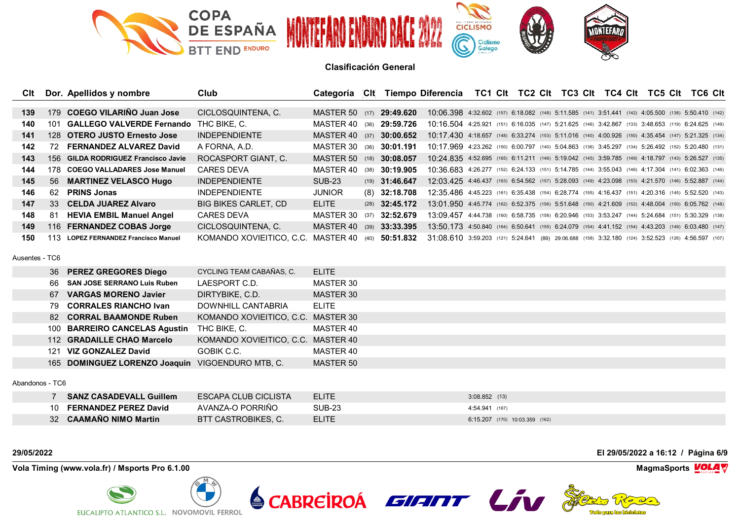# COPA DE ESPAÑA BTT END ENDURO — MONTEFARO ENDURO RACE 2022

## Clasificación General

| Clt | Dor. | Apellidos y nombre | Club | Categoría | Clt | Tiempo | Diferencia | TC1 | Clt | TC2 | Clt | TC3 | Clt | TC4 | Clt | TC5 | Clt | TC6 | Clt |
|---|---|---|---|---|---|---|---|---|---|---|---|---|---|---|---|---|---|---|---|
| 139 | 179 | **COEGO VILARIÑO Juan Jose** | CICLOSQUINTENA, C. | MASTER 50 | (17) | **29:49.620** | 10:06.398 | 4:32.602 | (157) | 6:18.082 | (148) | 5:11.585 | (141) | 3:51.441 | (142) | 4:05.500 | (138) | 5:50.410 | (142) |
| 140 | 101 | **GALLEGO VALVERDE Fernando** | THC BIKE, C. | MASTER 40 | (36) | **29:59.726** | 10:16.504 | 4:25.921 | (151) | 6:16.035 | (147) | 5:21.625 | (146) | 3:42.867 | (133) | 3:48.653 | (119) | 6:24.625 | (149) |
| 141 | 128 | **OTERO JUSTO Ernesto Jose** | INDEPENDIENTE | MASTER 40 | (37) | **30:00.652** | 10:17.430 | 4:18.657 | (148) | 6:33.274 | (153) | 5:11.016 | (140) | 4:00.926 | (150) | 4:35.454 | (147) | 5:21.325 | (134) |
| 142 | 72 | **FERNANDEZ ALVAREZ David** | A FORNA, A.D. | MASTER 30 | (36) | **30:01.191** | 10:17.969 | 4:23.262 | (150) | 6:00.797 | (140) | 5:04.863 | (136) | 3:45.297 | (134) | 5:26.492 | (152) | 5:20.480 | (131) |
| 143 | 156 | **GILDA RODRIGUEZ Francisco Javie** | ROCASPORT GIANT, C. | MASTER 50 | (18) | **30:08.057** | 10:24.835 | 4:52.695 | (165) | 6:11.211 | (146) | 5:19.042 | (145) | 3:59.785 | (149) | 4:18.797 | (143) | 5:26.527 | (135) |
| 144 | 178 | **COEGO VALLADARES Jose Manuel** | CARES DEVA | MASTER 40 | (38) | **30:19.905** | 10:36.683 | 4:26.277 | (152) | 6:24.133 | (151) | 5:14.785 | (144) | 3:55.043 | (146) | 4:17.304 | (141) | 6:02.363 | (146) |
| 145 | 56 | **MARTINEZ VELASCO Hugo** | INDEPENDIENTE | SUB-23 | (19) | **31:46.647** | 12:03.425 | 4:46.437 | (163) | 6:54.562 | (157) | 5:28.093 | (149) | 4:23.098 | (153) | 4:21.570 | (146) | 5:52.887 | (144) |
| 146 | 62 | **PRINS Jonas** | INDEPENDIENTE | JUNIOR | (8) | **32:18.708** | 12:35.486 | 4:45.223 | (161) | 6:35.438 | (154) | 6:28.774 | (155) | 4:16.437 | (151) | 4:20.316 | (145) | 5:52.520 | (143) |
| 147 | 33 | **CELDA JUAREZ Alvaro** | BIG BIKES CARLET, CD | ELITE | (28) | **32:45.172** | 13:01.950 | 4:45.774 | (162) | 6:52.375 | (156) | 5:51.648 | (150) | 4:21.609 | (152) | 4:48.004 | (150) | 6:05.762 | (148) |
| 148 | 81 | **HEVIA EMBIL Manuel Angel** | CARES DEVA | MASTER 30 | (37) | **32:52.679** | 13:09.457 | 4:44.738 | (160) | 6:58.735 | (158) | 6:20.946 | (153) | 3:53.247 | (144) | 5:24.684 | (151) | 5:30.329 | (138) |
| 149 | 116 | **FERNANDEZ COBAS Jorge** | CICLOSQUINTENA, C. | MASTER 40 | (39) | **33:33.395** | 13:50.173 | 4:50.840 | (164) | 6:50.641 | (155) | 6:24.079 | (154) | 4:41.152 | (154) | 4:43.203 | (149) | 6:03.480 | (147) |
| 150 | 113 | **LOPEZ FERNANDEZ Francisco Manuel** | KOMANDO XOVIEITICO, C.C. | MASTER 40 | (40) | **50:51.832** | 31:08.610 | 3:59.203 | (121) | 5:24.641 | (89) | 29:06.688 | (158) | 3:32.180 | (124) | 3:52.523 | (126) | 4:56.597 | (107) |

Ausentes - TC6

| Dor. | Apellidos y nombre | Club | Categoría |
|---|---|---|---|
| 36 | **PEREZ GREGORES Diego** | CYCLING TEAM CABAÑAS, C. | ELITE |
| 66 | **SAN JOSE SERRANO Luis Ruben** | LAESPORT C.D. | MASTER 30 |
| 67 | **VARGAS MORENO Javier** | DIRTYBIKE, C.D. | MASTER 30 |
| 79 | **CORRALES RIANCHO Ivan** | DOWNHILL CANTABRIA | ELITE |
| 82 | **CORRAL BAAMONDE Ruben** | KOMANDO XOVIEITICO, C.C. | MASTER 30 |
| 100 | **BARREIRO CANCELAS Agustin** | THC BIKE, C. | MASTER 40 |
| 112 | **GRADAILLE CHAO Marcelo** | KOMANDO XOVIEITICO, C.C. | MASTER 40 |
| 121 | **VIZ GONZALEZ David** | GOBIK C.C. | MASTER 40 |
| 165 | **DOMINGUEZ LORENZO Joaquin** | VIGOENDURO MTB, C. | MASTER 50 |

Abandonos - TC6

| Dor. | Apellidos y nombre | Club | Categoría | TC1 | Clt | TC2 | Clt |
|---|---|---|---|---|---|---|---|
| 7 | **SANZ CASADEVALL Guillem** | ESCAPA CLUB CICLISTA | ELITE | 3:08.852 | (13) | | |
| 10 | **FERNANDEZ PEREZ David** | AVANZA-O PORRIÑO | SUB-23 | 4:54.941 | (167) | | |
| 32 | **CAAMAÑO NIMO Martin** | BTT CASTROBIKES, C. | ELITE | 6:15.207 | (170) | 10:03.359 | (162) |

29/05/2022 — El 29/05/2022 a 16:12

Vola Timing (www.vola.fr) / Msports Pro 6.1.00 — MagmaSports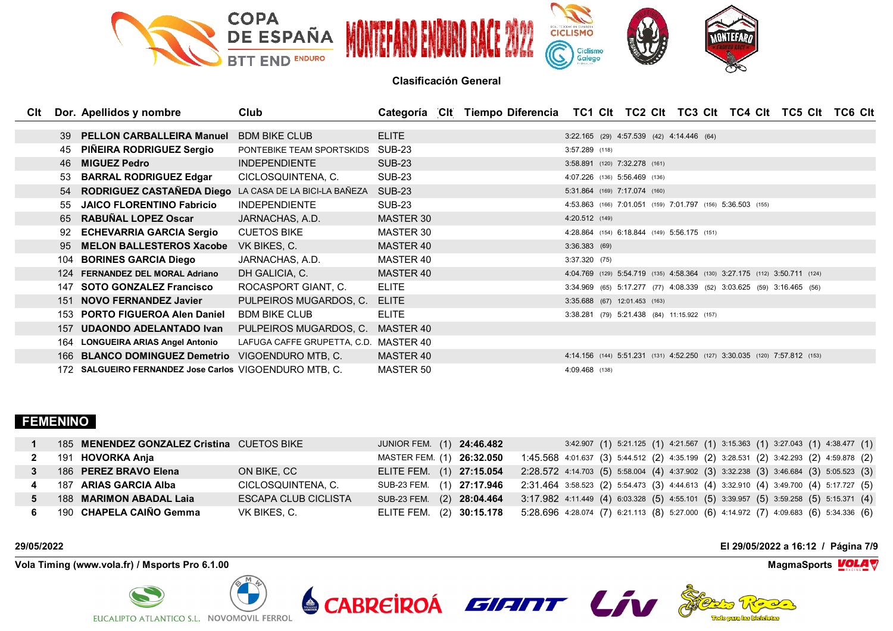## Clasificación General

| Clt | Dor. | Apellidos y nombre | Club | Categoría | Clt | Tiempo | Diferencia | TC1 | Clt | TC2 | Clt | TC3 | Clt | TC4 | Clt | TC5 | Clt | TC6 | Clt |
|---|---|---|---|---|---|---|---|---|---|---|---|---|---|---|---|---|---|---|---|
| | 39 | PELLON CARBALLEIRA Manuel | BDM BIKE CLUB | ELITE | | | | 3:22.165 | (29) | 4:57.539 | (42) | 4:14.446 | (64) | | | | | | |
| | 45 | PIÑEIRA RODRIGUEZ Sergio | PONTEBIKE TEAM SPORTSKIDS | SUB-23 | | | | 3:57.289 | (118) | | | | | | | | | | |
| | 46 | MIGUEZ Pedro | INDEPENDIENTE | SUB-23 | | | | 3:58.891 | (120) | 7:32.278 | (161) | | | | | | | | |
| | 53 | BARRAL RODRIGUEZ Edgar | CICLOSQUINTENA, C. | SUB-23 | | | | 4:07.226 | (136) | 5:56.469 | (136) | | | | | | | | |
| | 54 | RODRIGUEZ CASTAÑEDA Diego | LA CASA DE LA BICI-LA BAÑEZA | SUB-23 | | | | 5:31.864 | (169) | 7:17.074 | (160) | | | | | | | | |
| | 55 | JAICO FLORENTINO Fabricio | INDEPENDIENTE | SUB-23 | | | | 4:53.863 | (166) | 7:01.051 | (159) | 7:01.797 | (156) | 5:36.503 | (155) | | | | |
| | 65 | RABUÑAL LOPEZ Oscar | JARNACHAS, A.D. | MASTER 30 | | | | 4:20.512 | (149) | | | | | | | | | | |
| | 92 | ECHEVARRIA GARCIA Sergio | CUETOS BIKE | MASTER 30 | | | | 4:28.864 | (154) | 6:18.844 | (149) | 5:56.175 | (151) | | | | | | |
| | 95 | MELON BALLESTEROS Xacobe | VK BIKES, C. | MASTER 40 | | | | 3:36.383 | (69) | | | | | | | | | | |
| | 104 | BORINES GARCIA Diego | JARNACHAS, A.D. | MASTER 40 | | | | 3:37.320 | (75) | | | | | | | | | | |
| | 124 | FERNANDEZ DEL MORAL Adriano | DH GALICIA, C. | MASTER 40 | | | | 4:04.769 | (129) | 5:54.719 | (135) | 4:58.364 | (130) | 3:27.175 | (112) | 3:50.711 | (124) | | |
| | 147 | SOTO GONZALEZ Francisco | ROCASPORT GIANT, C. | ELITE | | | | 3:34.969 | (65) | 5:17.277 | (77) | 4:08.339 | (52) | 3:03.625 | (59) | 3:16.465 | (56) | | |
| | 151 | NOVO FERNANDEZ Javier | PULPEIROS MUGARDOS, C. | ELITE | | | | 3:35.688 | (67) | 12:01.453 | (163) | | | | | | | | |
| | 153 | PORTO FIGUEROA Alen Daniel | BDM BIKE CLUB | ELITE | | | | 3:38.281 | (79) | 5:21.438 | (84) | 11:15.922 | (157) | | | | | | |
| | 157 | UDAONDO ADELANTADO Ivan | PULPEIROS MUGARDOS, C. | MASTER 40 | | | | | | | | | | | | | | | |
| | 164 | LONGUEIRA ARIAS Angel Antonio | LAFUGA CAFFE GRUPETTA, C.D. | MASTER 40 | | | | | | | | | | | | | | | |
| | 166 | BLANCO DOMINGUEZ Demetrio | VIGOENDURO MTB, C. | MASTER 40 | | | | 4:14.156 | (144) | 5:51.231 | (131) | 4:52.250 | (127) | 3:30.035 | (120) | 7:57.812 | (153) | | |
| | 172 | SALGUEIRO FERNANDEZ Jose Carlos | VIGOENDURO MTB, C. | MASTER 50 | | | | 4:09.468 | (138) | | | | | | | | | | |

## FEMENINO

| Clt | Dor. | Apellidos y nombre | Club | Categoría | Clt | Tiempo | Diferencia | TC1 | Clt | TC2 | Clt | TC3 | Clt | TC4 | Clt | TC5 | Clt | TC6 | Clt |
|---|---|---|---|---|---|---|---|---|---|---|---|---|---|---|---|---|---|---|---|
| 1 | 185 | MENENDEZ GONZALEZ Cristina | CUETOS BIKE | JUNIOR FEM. | (1) | 24:46.482 | | 3:42.907 | (1) | 5:21.125 | (1) | 4:21.567 | (1) | 3:15.363 | (1) | 3:27.043 | (1) | 4:38.477 | (1) |
| 2 | 191 | HOVORKA Anja | | MASTER FEM. | (1) | 26:32.050 | 1:45.568 | 4:01.637 | (3) | 5:44.512 | (2) | 4:35.199 | (2) | 3:28.531 | (2) | 3:42.293 | (2) | 4:59.878 | (2) |
| 3 | 186 | PEREZ BRAVO Elena | ON BIKE, CC | ELITE FEM. | (1) | 27:15.054 | 2:28.572 | 4:14.703 | (5) | 5:58.004 | (4) | 4:37.902 | (3) | 3:32.238 | (3) | 3:46.684 | (3) | 5:05.523 | (3) |
| 4 | 187 | ARIAS GARCIA Alba | CICLOSQUINTENA, C. | SUB-23 FEM. | (1) | 27:17.946 | 2:31.464 | 3:58.523 | (2) | 5:54.473 | (3) | 4:44.613 | (4) | 3:32.910 | (4) | 3:49.700 | (4) | 5:17.727 | (5) |
| 5 | 188 | MARIMON ABADAL Laia | ESCAPA CLUB CICLISTA | SUB-23 FEM. | (2) | 28:04.464 | 3:17.982 | 4:11.449 | (4) | 6:03.328 | (5) | 4:55.101 | (5) | 3:39.957 | (5) | 3:59.258 | (5) | 5:15.371 | (4) |
| 6 | 190 | CHAPELA CAIÑO Gemma | VK BIKES, C. | ELITE FEM. | (2) | 30:15.178 | 5:28.696 | 4:28.074 | (7) | 6:21.113 | (8) | 5:27.000 | (6) | 4:14.972 | (7) | 4:09.683 | (6) | 5:34.336 | (6) |

29/05/2022

El 29/05/2022 a 16:12

Vola Timing (www.vola.fr) / Msports Pro 6.1.00

MagmaSports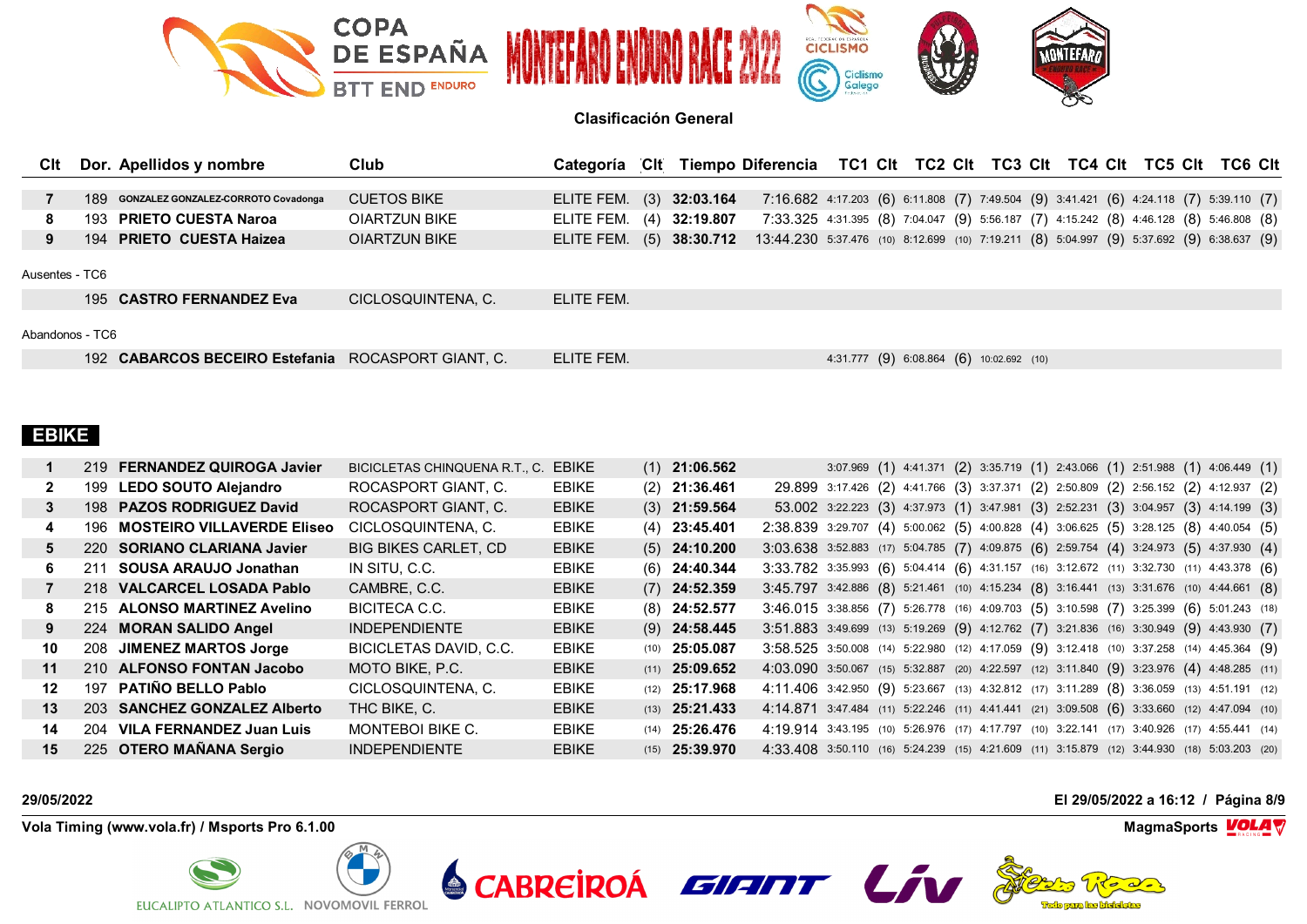**Clasificación General**

| Clt | Dor. | Apellidos y nombre | Club | Categoría | Clt | Tiempo | Diferencia | TC1 | Clt | TC2 | Clt | TC3 | Clt | TC4 | Clt | TC5 | Clt | TC6 | Clt |
|---|---|---|---|---|---|---|---|---|---|---|---|---|---|---|---|---|---|---|---|
| 7 | 189 | GONZALEZ GONZALEZ-CORROTO Covadonga | CUETOS BIKE | ELITE FEM. | (3) | 32:03.164 | 7:16.682 | 4:17.203 | (6) | 6:11.808 | (7) | 7:49.504 | (9) | 3:41.421 | (6) | 4:24.118 | (7) | 5:39.110 | (7) |
| 8 | 193 | PRIETO CUESTA Naroa | OIARTZUN BIKE | ELITE FEM. | (4) | 32:19.807 | 7:33.325 | 4:31.395 | (8) | 7:04.047 | (9) | 5:56.187 | (7) | 4:15.242 | (8) | 4:46.128 | (8) | 5:46.808 | (8) |
| 9 | 194 | PRIETO CUESTA Haizea | OIARTZUN BIKE | ELITE FEM. | (5) | 38:30.712 | 13:44.230 | 5:37.476 | (10) | 8:12.699 | (10) | 7:19.211 | (8) | 5:04.997 | (9) | 5:37.692 | (9) | 6:38.637 | (9) |

Ausentes - TC6

| Clt | Dor. | Apellidos y nombre | Club | Categoría |
|---|---|---|---|---|
| | 195 | CASTRO FERNANDEZ Eva | CICLOSQUINTENA, C. | ELITE FEM. |

Abandonos - TC6

| Clt | Dor. | Apellidos y nombre | Club | Categoría | TC1 | Clt | TC2 | Clt | TC3 | Clt |
|---|---|---|---|---|---|---|---|---|---|---|
| | 192 | CABARCOS BECEIRO Estefania | ROCASPORT GIANT, C. | ELITE FEM. | 4:31.777 | (9) | 6:08.864 | (6) | 10:02.692 | (10) |

## EBIKE

| Clt | Dor. | Apellidos y nombre | Club | Categoría | Clt | Tiempo | Diferencia | TC1 | Clt | TC2 | Clt | TC3 | Clt | TC4 | Clt | TC5 | Clt | TC6 | Clt |
|---|---|---|---|---|---|---|---|---|---|---|---|---|---|---|---|---|---|---|---|
| 1 | 219 | FERNANDEZ QUIROGA Javier | BICICLETAS CHINQUENA R.T., C. | EBIKE | (1) | 21:06.562 | | 3:07.969 | (1) | 4:41.371 | (2) | 3:35.719 | (1) | 2:43.066 | (1) | 2:51.988 | (1) | 4:06.449 | (1) |
| 2 | 199 | LEDO SOUTO Alejandro | ROCASPORT GIANT, C. | EBIKE | (2) | 21:36.461 | 29.899 | 3:17.426 | (2) | 4:41.766 | (3) | 3:37.371 | (2) | 2:50.809 | (2) | 2:56.152 | (2) | 4:12.937 | (2) |
| 3 | 198 | PAZOS RODRIGUEZ David | ROCASPORT GIANT, C. | EBIKE | (3) | 21:59.564 | 53.002 | 3:22.223 | (3) | 4:37.973 | (1) | 3:47.981 | (3) | 2:52.231 | (3) | 3:04.957 | (3) | 4:14.199 | (3) |
| 4 | 196 | MOSTEIRO VILLAVERDE Eliseo | CICLOSQUINTENA, C. | EBIKE | (4) | 23:45.401 | 2:38.839 | 3:29.707 | (4) | 5:00.062 | (5) | 4:00.828 | (4) | 3:06.625 | (5) | 3:28.125 | (8) | 4:40.054 | (5) |
| 5 | 220 | SORIANO CLARIANA Javier | BIG BIKES CARLET, CD | EBIKE | (5) | 24:10.200 | 3:03.638 | 3:52.883 | (17) | 5:04.785 | (7) | 4:09.875 | (6) | 2:59.754 | (4) | 3:24.973 | (5) | 4:37.930 | (4) |
| 6 | 211 | SOUSA ARAUJO Jonathan | IN SITU, C.C. | EBIKE | (6) | 24:40.344 | 3:33.782 | 3:35.993 | (6) | 5:04.414 | (6) | 4:31.157 | (16) | 3:12.672 | (11) | 3:32.730 | (11) | 4:43.378 | (6) |
| 7 | 218 | VALCARCEL LOSADA Pablo | CAMBRE, C.C. | EBIKE | (7) | 24:52.359 | 3:45.797 | 3:42.886 | (8) | 5:21.461 | (10) | 4:15.234 | (8) | 3:16.441 | (13) | 3:31.676 | (10) | 4:44.661 | (8) |
| 8 | 215 | ALONSO MARTINEZ Avelino | BICITECA C.C. | EBIKE | (8) | 24:52.577 | 3:46.015 | 3:38.856 | (7) | 5:26.778 | (16) | 4:09.703 | (5) | 3:10.598 | (7) | 3:25.399 | (6) | 5:01.243 | (18) |
| 9 | 224 | MORAN SALIDO Angel | INDEPENDIENTE | EBIKE | (9) | 24:58.445 | 3:51.883 | 3:49.699 | (13) | 5:19.269 | (9) | 4:12.762 | (7) | 3:21.836 | (16) | 3:30.949 | (9) | 4:43.930 | (7) |
| 10 | 208 | JIMENEZ MARTOS Jorge | BICICLETAS DAVID, C.C. | EBIKE | (10) | 25:05.087 | 3:58.525 | 3:50.008 | (14) | 5:22.980 | (12) | 4:17.059 | (9) | 3:12.418 | (10) | 3:37.258 | (14) | 4:45.364 | (9) |
| 11 | 210 | ALFONSO FONTAN Jacobo | MOTO BIKE, P.C. | EBIKE | (11) | 25:09.652 | 4:03.090 | 3:50.067 | (15) | 5:32.887 | (20) | 4:22.597 | (12) | 3:11.840 | (9) | 3:23.976 | (4) | 4:48.285 | (11) |
| 12 | 197 | PATIÑO BELLO Pablo | CICLOSQUINTENA, C. | EBIKE | (12) | 25:17.968 | 4:11.406 | 3:42.950 | (9) | 5:23.667 | (13) | 4:32.812 | (17) | 3:11.289 | (8) | 3:36.059 | (13) | 4:51.191 | (12) |
| 13 | 203 | SANCHEZ GONZALEZ Alberto | THC BIKE, C. | EBIKE | (13) | 25:21.433 | 4:14.871 | 3:47.484 | (11) | 5:22.246 | (11) | 4:41.441 | (21) | 3:09.508 | (6) | 3:33.660 | (12) | 4:47.094 | (10) |
| 14 | 204 | VILA FERNANDEZ Juan Luis | MONTEBOI BIKE C. | EBIKE | (14) | 25:26.476 | 4:19.914 | 3:43.195 | (10) | 5:26.976 | (17) | 4:17.797 | (10) | 3:22.141 | (17) | 3:40.926 | (17) | 4:55.441 | (14) |
| 15 | 225 | OTERO MAÑANA Sergio | INDEPENDIENTE | EBIKE | (15) | 25:39.970 | 4:33.408 | 3:50.110 | (16) | 5:24.239 | (15) | 4:21.609 | (11) | 3:15.879 | (12) | 3:44.930 | (18) | 5:03.203 | (20) |

29/05/2022 — El 29/05/2022 a 16:12

Vola Timing (www.vola.fr) / Msports Pro 6.1.00 — MagmaSports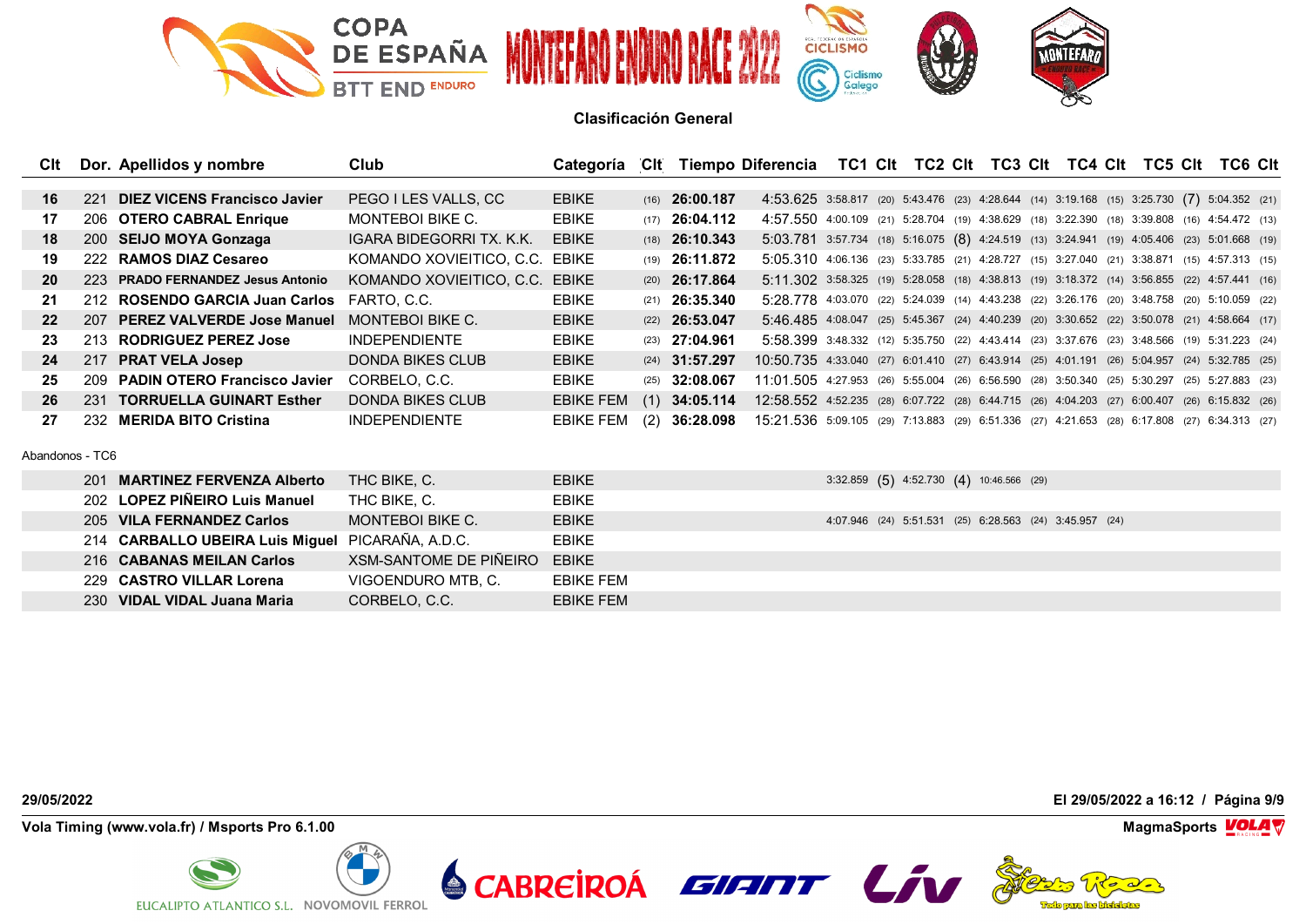COPA DE ESPAÑA BTT END ENDURO — MONTEFARO ENDURO RACE 2022

## Clasificación General

| Clt | Dor. | Apellidos y nombre | Club | Categoría | Clt | Tiempo | Diferencia | TC1 | Clt | TC2 | Clt | TC3 | Clt | TC4 | Clt | TC5 | Clt | TC6 | Clt |
|---|---|---|---|---|---|---|---|---|---|---|---|---|---|---|---|---|---|---|---|
| 16 | 221 | **DIEZ VICENS Francisco Javier** | PEGO I LES VALLS, CC | EBIKE | (16) | **26:00.187** | 4:53.625 | 3:58.817 | (20) | 5:43.476 | (23) | 4:28.644 | (14) | 3:19.168 | (15) | 3:25.730 | (7) | 5:04.352 | (21) |
| 17 | 206 | **OTERO CABRAL Enrique** | MONTEBOI BIKE C. | EBIKE | (17) | **26:04.112** | 4:57.550 | 4:00.109 | (21) | 5:28.704 | (19) | 4:38.629 | (18) | 3:22.390 | (18) | 3:39.808 | (16) | 4:54.472 | (13) |
| 18 | 200 | **SEIJO MOYA Gonzaga** | IGARA BIDEGORRI TX. K.K. | EBIKE | (18) | **26:10.343** | 5:03.781 | 3:57.734 | (18) | 5:16.075 | (8) | 4:24.519 | (13) | 3:24.941 | (19) | 4:05.406 | (23) | 5:01.668 | (19) |
| 19 | 222 | **RAMOS DIAZ Cesareo** | KOMANDO XOVIEITICO, C.C. | EBIKE | (19) | **26:11.872** | 5:05.310 | 4:06.136 | (23) | 5:33.785 | (21) | 4:28.727 | (15) | 3:27.040 | (21) | 3:38.871 | (15) | 4:57.313 | (15) |
| 20 | 223 | **PRADO FERNANDEZ Jesus Antonio** | KOMANDO XOVIEITICO, C.C. | EBIKE | (20) | **26:17.864** | 5:11.302 | 3:58.325 | (19) | 5:28.058 | (18) | 4:38.813 | (19) | 3:18.372 | (14) | 3:56.855 | (22) | 4:57.441 | (16) |
| 21 | 212 | **ROSENDO GARCIA Juan Carlos** | FARTO, C.C. | EBIKE | (21) | **26:35.340** | 5:28.778 | 4:03.070 | (22) | 5:24.039 | (14) | 4:43.238 | (22) | 3:26.176 | (20) | 3:48.758 | (20) | 5:10.059 | (22) |
| 22 | 207 | **PEREZ VALVERDE Jose Manuel** | MONTEBOI BIKE C. | EBIKE | (22) | **26:53.047** | 5:46.485 | 4:08.047 | (25) | 5:45.367 | (24) | 4:40.239 | (20) | 3:30.652 | (22) | 3:50.078 | (21) | 4:58.664 | (17) |
| 23 | 213 | **RODRIGUEZ PEREZ Jose** | INDEPENDIENTE | EBIKE | (23) | **27:04.961** | 5:58.399 | 3:48.332 | (12) | 5:35.750 | (22) | 4:43.414 | (23) | 3:37.676 | (23) | 3:48.566 | (19) | 5:31.223 | (24) |
| 24 | 217 | **PRAT VELA Josep** | DONDA BIKES CLUB | EBIKE | (24) | **31:57.297** | 10:50.735 | 4:33.040 | (27) | 6:01.410 | (27) | 6:43.914 | (25) | 4:01.191 | (26) | 5:04.957 | (24) | 5:32.785 | (25) |
| 25 | 209 | **PADIN OTERO Francisco Javier** | CORBELO, C.C. | EBIKE | (25) | **32:08.067** | 11:01.505 | 4:27.953 | (26) | 5:55.004 | (26) | 6:56.590 | (28) | 3:50.340 | (25) | 5:30.297 | (25) | 5:27.883 | (23) |
| 26 | 231 | **TORRUELLA GUINART Esther** | DONDA BIKES CLUB | EBIKE FEM | (1) | **34:05.114** | 12:58.552 | 4:52.235 | (28) | 6:07.722 | (28) | 6:44.715 | (26) | 4:04.203 | (27) | 6:00.407 | (26) | 6:15.832 | (26) |
| 27 | 232 | **MERIDA BITO Cristina** | INDEPENDIENTE | EBIKE FEM | (2) | **36:28.098** | 15:21.536 | 5:09.105 | (29) | 7:13.883 | (29) | 6:51.336 | (27) | 4:21.653 | (28) | 6:17.808 | (27) | 6:34.313 | (27) |

Abandonos - TC6

| Dor. | Apellidos y nombre | Club | Categoría | TC1 | Clt | TC2 | Clt | TC3 | Clt | TC4 | Clt |
|---|---|---|---|---|---|---|---|---|---|---|---|
| 201 | **MARTINEZ FERVENZA Alberto** | THC BIKE, C. | EBIKE | 3:32.859 | (5) | 4:52.730 | (4) | 10:46.566 | (29) | | |
| 202 | **LOPEZ PIÑEIRO Luis Manuel** | THC BIKE, C. | EBIKE | | | | | | | | |
| 205 | **VILA FERNANDEZ Carlos** | MONTEBOI BIKE C. | EBIKE | 4:07.946 | (24) | 5:51.531 | (25) | 6:28.563 | (24) | 3:45.957 | (24) |
| 214 | **CARBALLO UBEIRA Luis Miguel** | PICARAÑA, A.D.C. | EBIKE | | | | | | | | |
| 216 | **CABANAS MEILAN Carlos** | XSM-SANTOME DE PIÑEIRO | EBIKE | | | | | | | | |
| 229 | **CASTRO VILLAR Lorena** | VIGOENDURO MTB, C. | EBIKE FEM | | | | | | | | |
| 230 | **VIDAL VIDAL Juana Maria** | CORBELO, C.C. | EBIKE FEM | | | | | | | | |

29/05/2022 — El 29/05/2022 a 16:12

Vola Timing (www.vola.fr) / Msports Pro 6.1.00 — MagmaSports